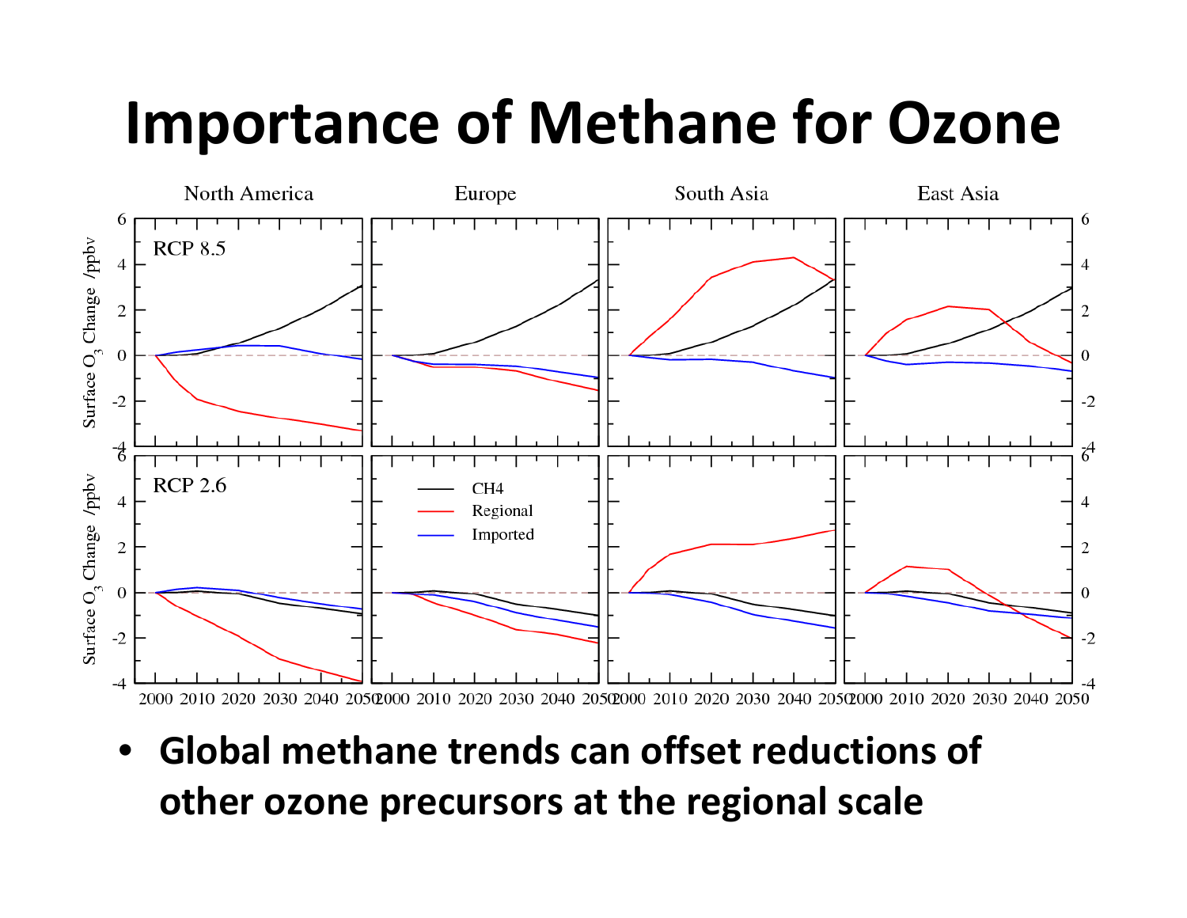# Importance of Methane for Ozone

- **Global methane trends can offset reductions of other ozone precursors at the regional scale**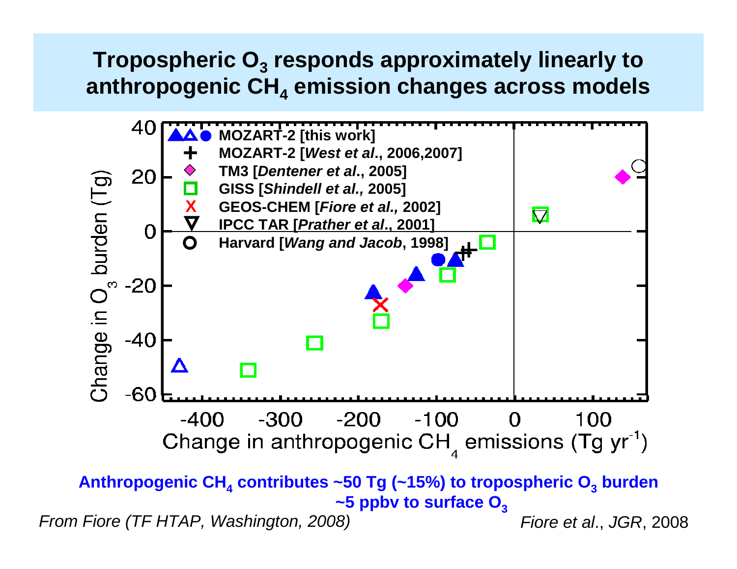# Tropospheric $O_3$ responds approximately linearly to anthropogenic $CH_4$ emission changes across models

Legend:
- MOZART-2 [this work]
- MOZART-2 [*West et al.*, 2006,2007]
- TM3 [*Dentener et al.*, 2005]
- GISS [*Shindell et al.*, 2005]
- GEOS-CHEM [*Fiore et al.*, 2002]
- IPCC TAR [*Prather et al.*, 2001]
- Harvard [*Wang and Jacob*, 1998]

Y-axis: Change in $O_3$ burden (Tg)

X-axis: Change in anthropogenic $CH_4$ emissions (Tg $yr^{-1}$)

**Anthropogenic $CH_4$ contributes ~50 Tg (~15%) to tropospheric $O_3$ burden**
**~5 ppbv to surface $O_3$**

*From Fiore (TF HTAP, Washington, 2008)*

*Fiore et al.*, *JGR*, 2008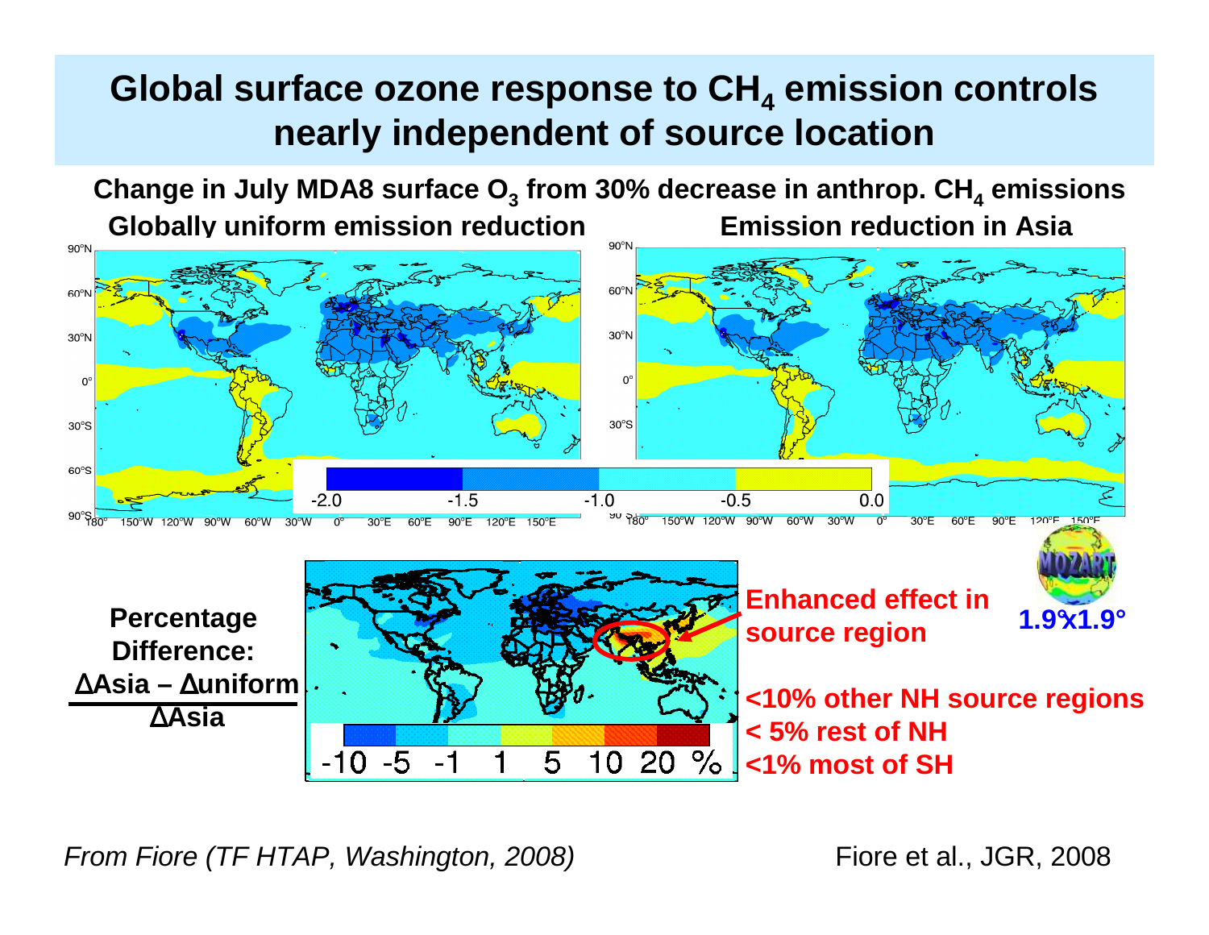# Global surface ozone response to $CH_4$ emission controls nearly independent of source location

**Change in July MDA8 surface $O_3$ from 30% decrease in anthrop. $CH_4$ emissions**

**Globally uniform emission reduction** | **Emission reduction in Asia**

-2.0 -1.5 -1.0 -0.5 0.0

**Percentage Difference:**

$$\frac{\Delta \text{Asia} - \Delta \text{uniform}}{\Delta \text{Asia}}$$

-10 -5 -1 1 5 10 20 %

**Enhanced effect in source region**

**<10% other NH source regions**
**< 5% rest of NH**
**<1% most of SH**

MOZART **1.9°x1.9°**

*From Fiore (TF HTAP, Washington, 2008)*

Fiore et al., JGR, 2008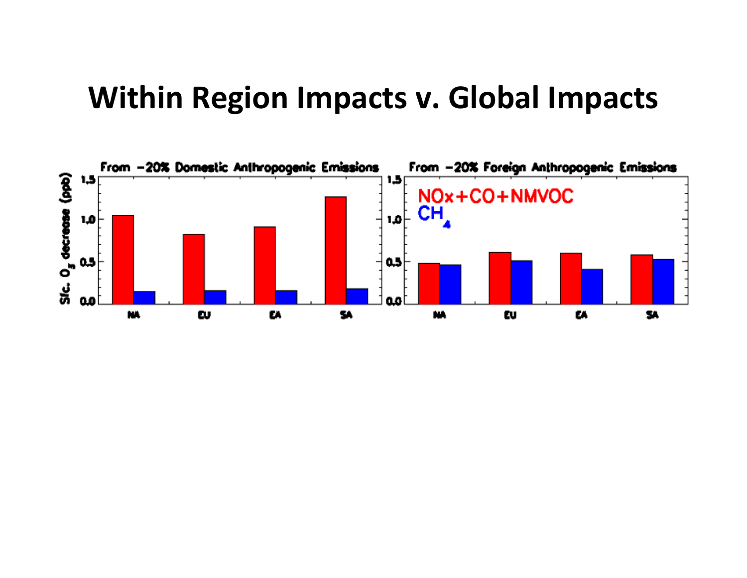# Within Region Impacts v. Global Impacts

From −20% Domestic Anthropogenic Emissions

From −20% Foreign Anthropogenic Emissions

$NOx+CO+NMVOC$

$CH_4$

Sfc. $O_3$ decrease (ppb)

NA EU EA SA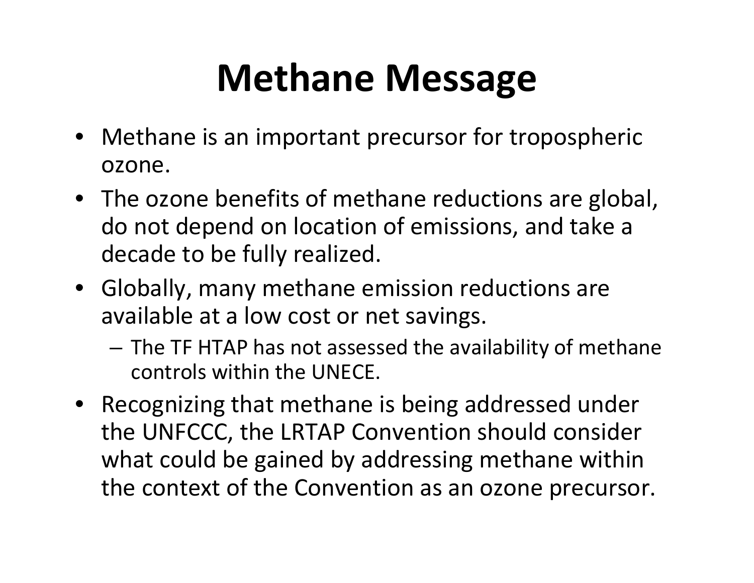# Methane Message

- Methane is an important precursor for tropospheric ozone.
- The ozone benefits of methane reductions are global, do not depend on location of emissions, and take a decade to be fully realized.
- Globally, many methane emission reductions are available at a low cost or net savings.
  - The TF HTAP has not assessed the availability of methane controls within the UNECE.
- Recognizing that methane is being addressed under the UNFCCC, the LRTAP Convention should consider what could be gained by addressing methane within the context of the Convention as an ozone precursor.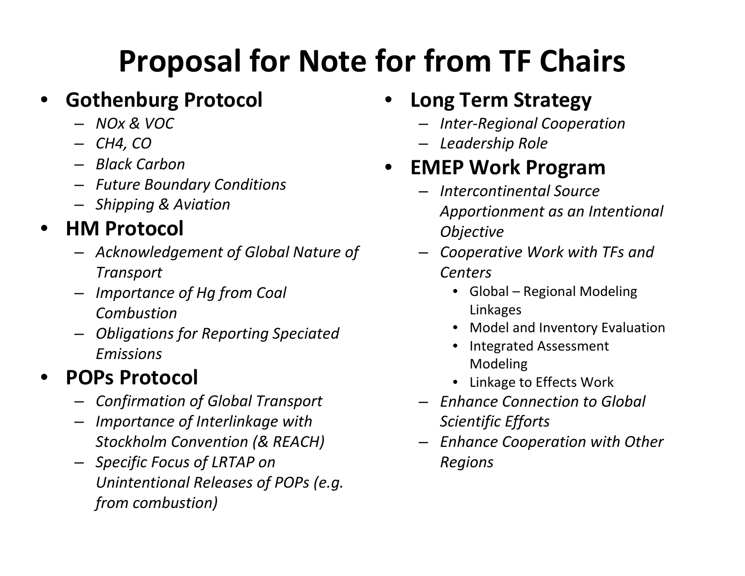# Proposal for Note for from TF Chairs

- **Gothenburg Protocol**
  - *NOx & VOC*
  - *CH4, CO*
  - *Black Carbon*
  - *Future Boundary Conditions*
  - *Shipping & Aviation*
- **HM Protocol**
  - *Acknowledgement of Global Nature of Transport*
  - *Importance of Hg from Coal Combustion*
  - *Obligations for Reporting Speciated Emissions*
- **POPs Protocol**
  - *Confirmation of Global Transport*
  - *Importance of Interlinkage with Stockholm Convention (& REACH)*
  - *Specific Focus of LRTAP on Unintentional Releases of POPs (e.g. from combustion)*
- **Long Term Strategy**
  - *Inter-Regional Cooperation*
  - *Leadership Role*
- **EMEP Work Program**
  - *Intercontinental Source Apportionment as an Intentional Objective*
  - *Cooperative Work with TFs and Centers*
    - Global – Regional Modeling Linkages
    - Model and Inventory Evaluation
    - Integrated Assessment Modeling
    - Linkage to Effects Work
  - *Enhance Connection to Global Scientific Efforts*
  - *Enhance Cooperation with Other Regions*